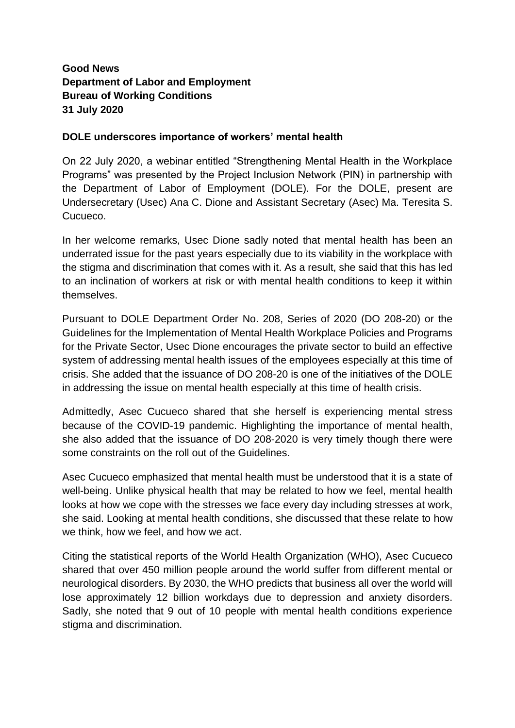**Good News**
**Department of Labor and Employment**
**Bureau of Working Conditions**
**31 July 2020**

**DOLE underscores importance of workers' mental health**

On 22 July 2020, a webinar entitled "Strengthening Mental Health in the Workplace Programs" was presented by the Project Inclusion Network (PIN) in partnership with the Department of Labor of Employment (DOLE). For the DOLE, present are Undersecretary (Usec) Ana C. Dione and Assistant Secretary (Asec) Ma. Teresita S. Cucueco.

In her welcome remarks, Usec Dione sadly noted that mental health has been an underrated issue for the past years especially due to its viability in the workplace with the stigma and discrimination that comes with it. As a result, she said that this has led to an inclination of workers at risk or with mental health conditions to keep it within themselves.

Pursuant to DOLE Department Order No. 208, Series of 2020 (DO 208-20) or the Guidelines for the Implementation of Mental Health Workplace Policies and Programs for the Private Sector, Usec Dione encourages the private sector to build an effective system of addressing mental health issues of the employees especially at this time of crisis. She added that the issuance of DO 208-20 is one of the initiatives of the DOLE in addressing the issue on mental health especially at this time of health crisis.

Admittedly, Asec Cucueco shared that she herself is experiencing mental stress because of the COVID-19 pandemic. Highlighting the importance of mental health, she also added that the issuance of DO 208-2020 is very timely though there were some constraints on the roll out of the Guidelines.

Asec Cucueco emphasized that mental health must be understood that it is a state of well-being. Unlike physical health that may be related to how we feel, mental health looks at how we cope with the stresses we face every day including stresses at work, she said. Looking at mental health conditions, she discussed that these relate to how we think, how we feel, and how we act.

Citing the statistical reports of the World Health Organization (WHO), Asec Cucueco shared that over 450 million people around the world suffer from different mental or neurological disorders. By 2030, the WHO predicts that business all over the world will lose approximately 12 billion workdays due to depression and anxiety disorders. Sadly, she noted that 9 out of 10 people with mental health conditions experience stigma and discrimination.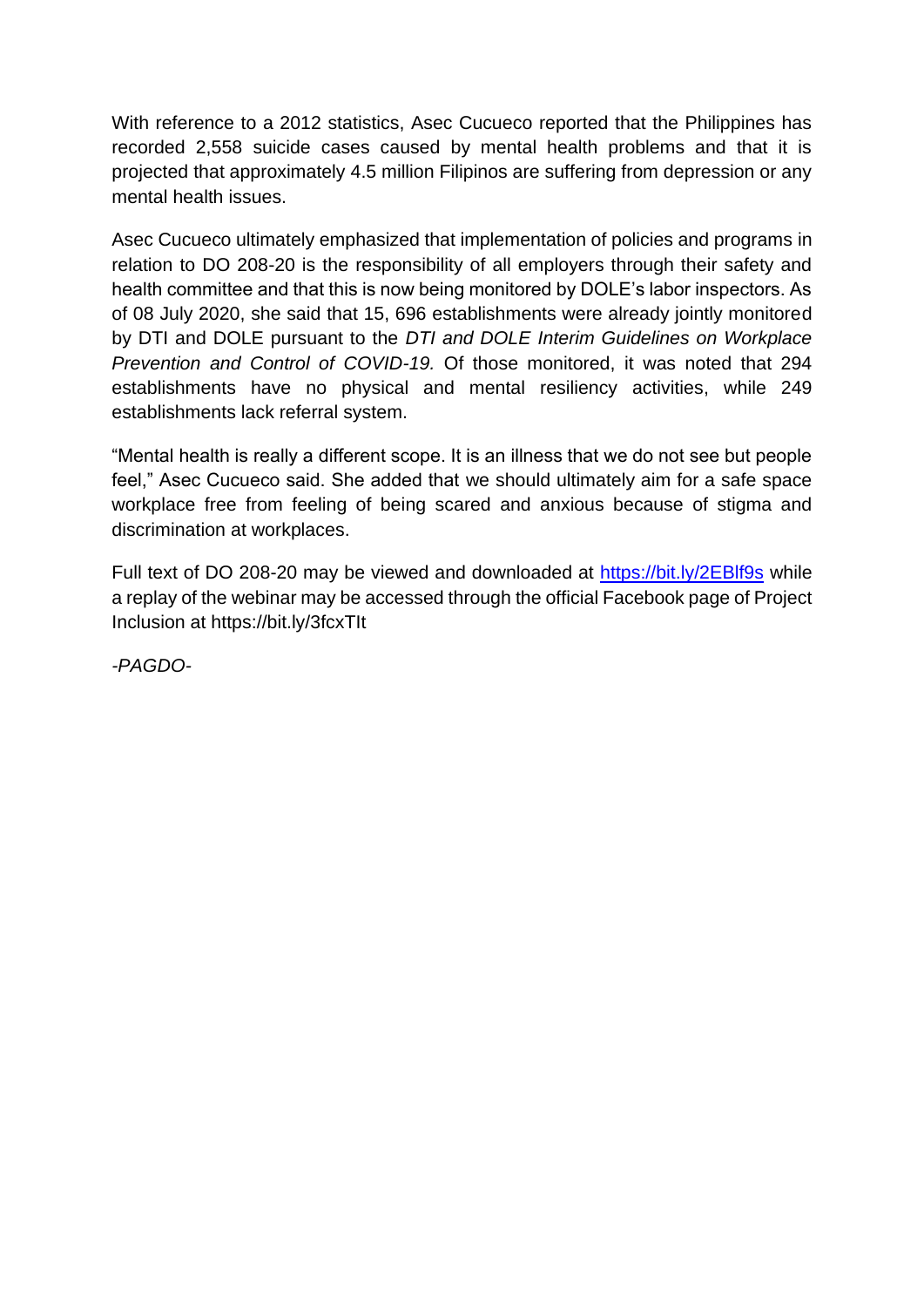With reference to a 2012 statistics, Asec Cucueco reported that the Philippines has recorded 2,558 suicide cases caused by mental health problems and that it is projected that approximately 4.5 million Filipinos are suffering from depression or any mental health issues.

Asec Cucueco ultimately emphasized that implementation of policies and programs in relation to DO 208-20 is the responsibility of all employers through their safety and health committee and that this is now being monitored by DOLE's labor inspectors. As of 08 July 2020, she said that 15, 696 establishments were already jointly monitored by DTI and DOLE pursuant to the *DTI and DOLE Interim Guidelines on Workplace Prevention and Control of COVID-19.* Of those monitored, it was noted that 294 establishments have no physical and mental resiliency activities, while 249 establishments lack referral system.

"Mental health is really a different scope. It is an illness that we do not see but people feel," Asec Cucueco said. She added that we should ultimately aim for a safe space workplace free from feeling of being scared and anxious because of stigma and discrimination at workplaces.

Full text of DO 208-20 may be viewed and downloaded at [https://bit.ly/2EBlf9s](https://bit.ly/2EBlf9s) while a replay of the webinar may be accessed through the official Facebook page of Project Inclusion at https://bit.ly/3fcxTIt

*-PAGDO-*